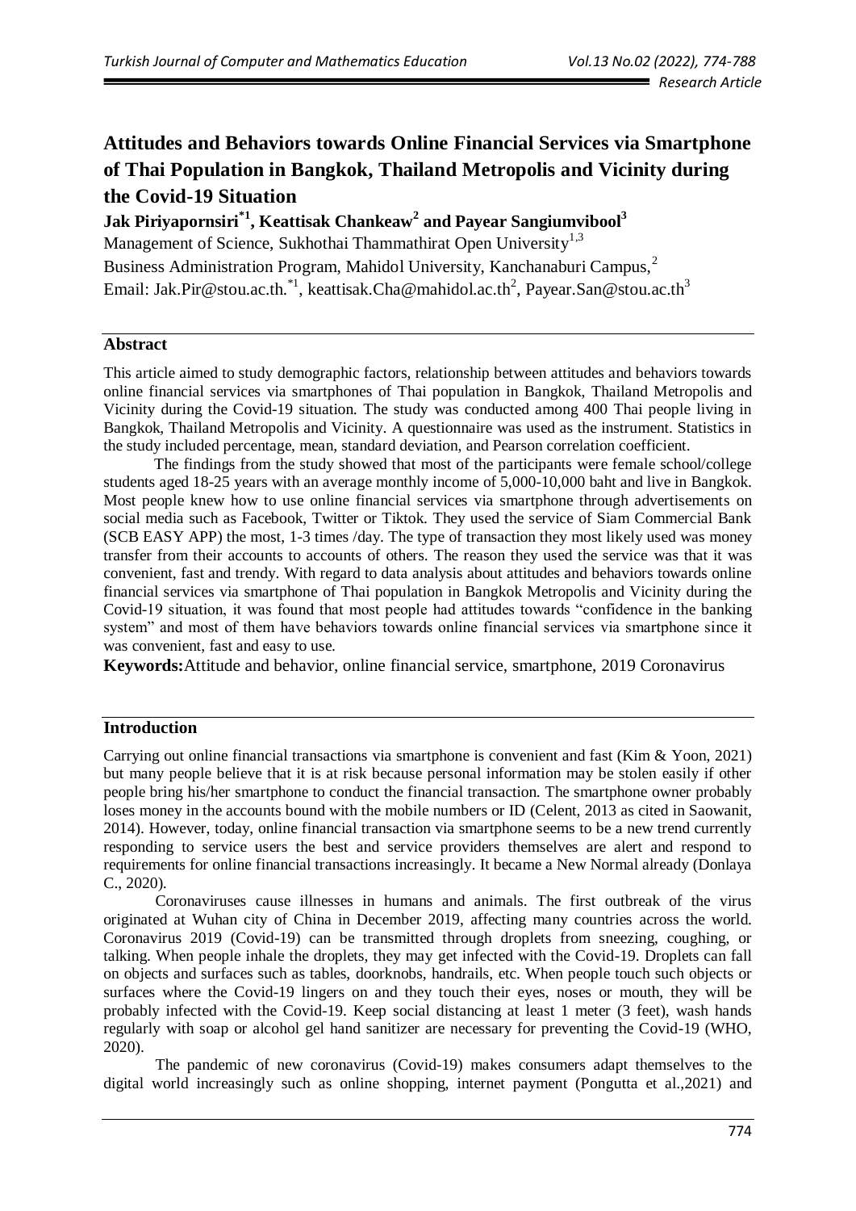# Attitudes and Behaviors towards Online Financial Services via Smartphone of Thai Population in Bangkok, Thailand Metropolis and Vicinity during the Covid-19 Situation

**Jak Piriyapornsiri[*1], Keattisak Chankeaw[2] and Payear Sangiumvibool[3]**

Management of Science, Sukhothai Thammathirat Open University[1,3]

Business Administration Program, Mahidol University, Kanchanaburi Campus,[2]

Email: Jak.Pir@stou.ac.th.[*1], keattisak.Cha@mahidol.ac.th[2], Payear.San@stou.ac.th[3]

## Abstract

This article aimed to study demographic factors, relationship between attitudes and behaviors towards online financial services via smartphones of Thai population in Bangkok, Thailand Metropolis and Vicinity during the Covid-19 situation. The study was conducted among 400 Thai people living in Bangkok, Thailand Metropolis and Vicinity. A questionnaire was used as the instrument. Statistics in the study included percentage, mean, standard deviation, and Pearson correlation coefficient.

The findings from the study showed that most of the participants were female school/college students aged 18-25 years with an average monthly income of 5,000-10,000 baht and live in Bangkok. Most people knew how to use online financial services via smartphone through advertisements on social media such as Facebook, Twitter or Tiktok. They used the service of Siam Commercial Bank (SCB EASY APP) the most, 1-3 times /day. The type of transaction they most likely used was money transfer from their accounts to accounts of others. The reason they used the service was that it was convenient, fast and trendy. With regard to data analysis about attitudes and behaviors towards online financial services via smartphone of Thai population in Bangkok Metropolis and Vicinity during the Covid-19 situation, it was found that most people had attitudes towards "confidence in the banking system" and most of them have behaviors towards online financial services via smartphone since it was convenient, fast and easy to use.

**Keywords:** Attitude and behavior, online financial service, smartphone, 2019 Coronavirus

## Introduction

Carrying out online financial transactions via smartphone is convenient and fast (Kim & Yoon, 2021) but many people believe that it is at risk because personal information may be stolen easily if other people bring his/her smartphone to conduct the financial transaction. The smartphone owner probably loses money in the accounts bound with the mobile numbers or ID (Celent, 2013 as cited in Saowanit, 2014). However, today, online financial transaction via smartphone seems to be a new trend currently responding to service users the best and service providers themselves are alert and respond to requirements for online financial transactions increasingly. It became a New Normal already (Donlaya C., 2020).

Coronaviruses cause illnesses in humans and animals. The first outbreak of the virus originated at Wuhan city of China in December 2019, affecting many countries across the world. Coronavirus 2019 (Covid-19) can be transmitted through droplets from sneezing, coughing, or talking. When people inhale the droplets, they may get infected with the Covid-19. Droplets can fall on objects and surfaces such as tables, doorknobs, handrails, etc. When people touch such objects or surfaces where the Covid-19 lingers on and they touch their eyes, noses or mouth, they will be probably infected with the Covid-19. Keep social distancing at least 1 meter (3 feet), wash hands regularly with soap or alcohol gel hand sanitizer are necessary for preventing the Covid-19 (WHO, 2020).

The pandemic of new coronavirus (Covid-19) makes consumers adapt themselves to the digital world increasingly such as online shopping, internet payment (Pongutta et al.,2021) and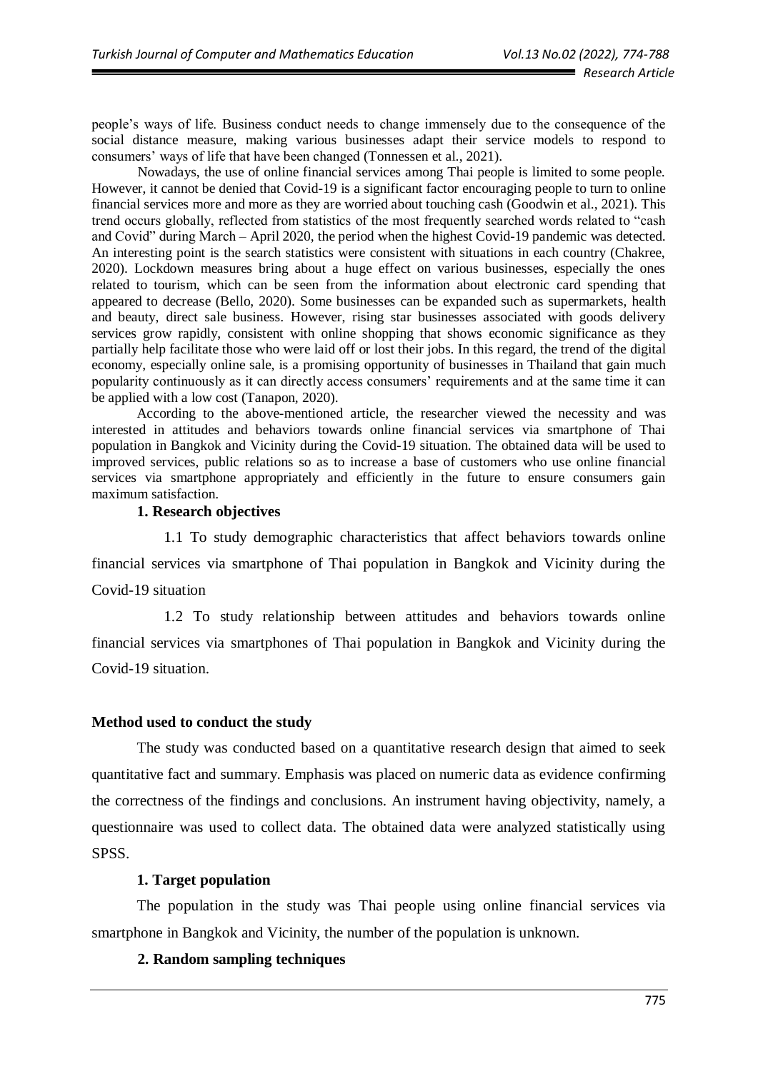people's ways of life. Business conduct needs to change immensely due to the consequence of the social distance measure, making various businesses adapt their service models to respond to consumers' ways of life that have been changed (Tonnessen et al., 2021).

Nowadays, the use of online financial services among Thai people is limited to some people. However, it cannot be denied that Covid-19 is a significant factor encouraging people to turn to online financial services more and more as they are worried about touching cash (Goodwin et al., 2021). This trend occurs globally, reflected from statistics of the most frequently searched words related to "cash and Covid" during March – April 2020, the period when the highest Covid-19 pandemic was detected. An interesting point is the search statistics were consistent with situations in each country (Chakree, 2020). Lockdown measures bring about a huge effect on various businesses, especially the ones related to tourism, which can be seen from the information about electronic card spending that appeared to decrease (Bello, 2020). Some businesses can be expanded such as supermarkets, health and beauty, direct sale business. However, rising star businesses associated with goods delivery services grow rapidly, consistent with online shopping that shows economic significance as they partially help facilitate those who were laid off or lost their jobs. In this regard, the trend of the digital economy, especially online sale, is a promising opportunity of businesses in Thailand that gain much popularity continuously as it can directly access consumers' requirements and at the same time it can be applied with a low cost (Tanapon, 2020).

According to the above-mentioned article, the researcher viewed the necessity and was interested in attitudes and behaviors towards online financial services via smartphone of Thai population in Bangkok and Vicinity during the Covid-19 situation. The obtained data will be used to improved services, public relations so as to increase a base of customers who use online financial services via smartphone appropriately and efficiently in the future to ensure consumers gain maximum satisfaction.

**1. Research objectives**

1.1 To study demographic characteristics that affect behaviors towards online financial services via smartphone of Thai population in Bangkok and Vicinity during the Covid-19 situation

1.2 To study relationship between attitudes and behaviors towards online financial services via smartphones of Thai population in Bangkok and Vicinity during the Covid-19 situation.

## Method used to conduct the study

The study was conducted based on a quantitative research design that aimed to seek quantitative fact and summary. Emphasis was placed on numeric data as evidence confirming the correctness of the findings and conclusions. An instrument having objectivity, namely, a questionnaire was used to collect data. The obtained data were analyzed statistically using SPSS.

**1. Target population**

The population in the study was Thai people using online financial services via smartphone in Bangkok and Vicinity, the number of the population is unknown.

**2. Random sampling techniques**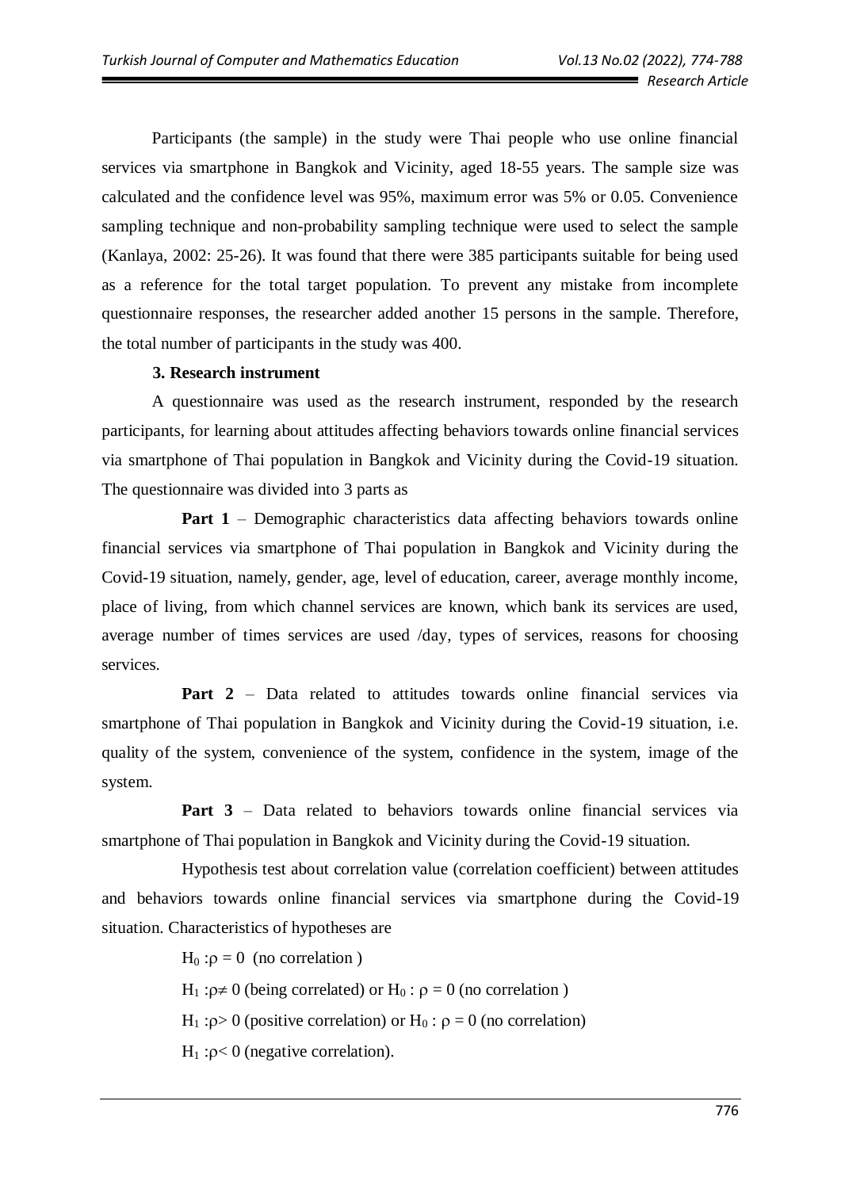Participants (the sample) in the study were Thai people who use online financial services via smartphone in Bangkok and Vicinity, aged 18-55 years. The sample size was calculated and the confidence level was 95%, maximum error was 5% or 0.05. Convenience sampling technique and non-probability sampling technique were used to select the sample (Kanlaya, 2002: 25-26). It was found that there were 385 participants suitable for being used as a reference for the total target population. To prevent any mistake from incomplete questionnaire responses, the researcher added another 15 persons in the sample. Therefore, the total number of participants in the study was 400.

**3. Research instrument**

A questionnaire was used as the research instrument, responded by the research participants, for learning about attitudes affecting behaviors towards online financial services via smartphone of Thai population in Bangkok and Vicinity during the Covid-19 situation. The questionnaire was divided into 3 parts as

**Part 1** – Demographic characteristics data affecting behaviors towards online financial services via smartphone of Thai population in Bangkok and Vicinity during the Covid-19 situation, namely, gender, age, level of education, career, average monthly income, place of living, from which channel services are known, which bank its services are used, average number of times services are used /day, types of services, reasons for choosing services.

**Part 2** – Data related to attitudes towards online financial services via smartphone of Thai population in Bangkok and Vicinity during the Covid-19 situation, i.e. quality of the system, convenience of the system, confidence in the system, image of the system.

**Part 3** – Data related to behaviors towards online financial services via smartphone of Thai population in Bangkok and Vicinity during the Covid-19 situation.

Hypothesis test about correlation value (correlation coefficient) between attitudes and behaviors towards online financial services via smartphone during the Covid-19 situation. Characteristics of hypotheses are

$H_0 : \rho = 0$ (no correlation )

$H_1 : \rho \neq 0$ (being correlated) or $H_0 : \rho = 0$ (no correlation )

$H_1 : \rho > 0$ (positive correlation) or $H_0 : \rho = 0$ (no correlation)

$H_1 : \rho < 0$ (negative correlation).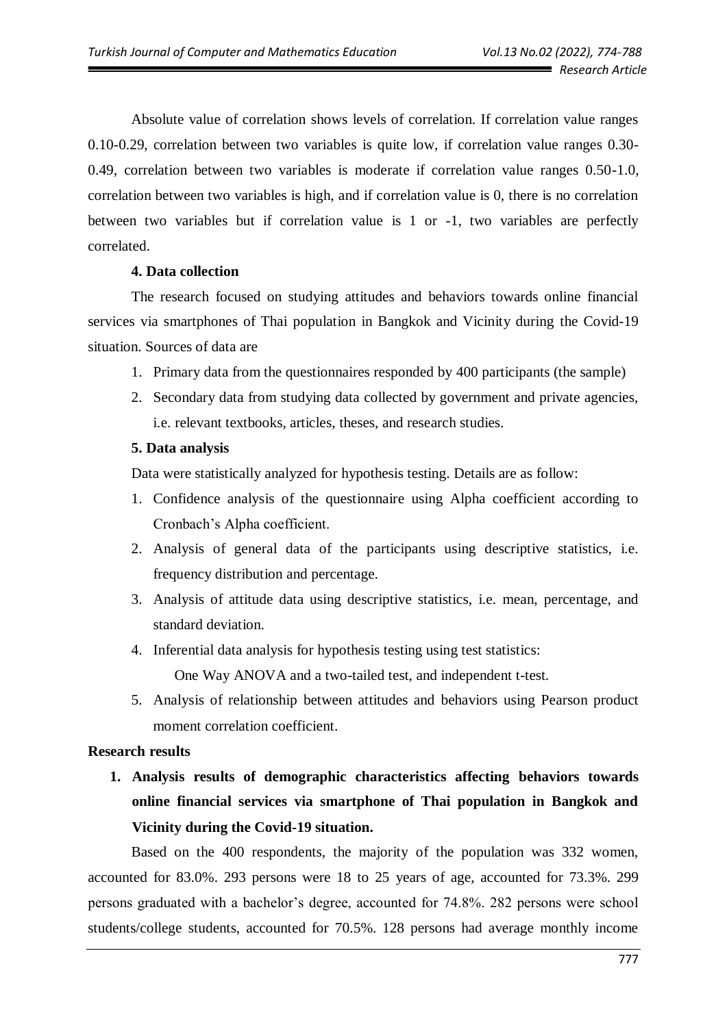Absolute value of correlation shows levels of correlation. If correlation value ranges 0.10-0.29, correlation between two variables is quite low, if correlation value ranges 0.30-0.49, correlation between two variables is moderate if correlation value ranges 0.50-1.0, correlation between two variables is high, and if correlation value is 0, there is no correlation between two variables but if correlation value is 1 or -1, two variables are perfectly correlated.

**4. Data collection**

The research focused on studying attitudes and behaviors towards online financial services via smartphones of Thai population in Bangkok and Vicinity during the Covid-19 situation. Sources of data are

1. Primary data from the questionnaires responded by 400 participants (the sample)
2. Secondary data from studying data collected by government and private agencies, i.e. relevant textbooks, articles, theses, and research studies.

**5. Data analysis**

Data were statistically analyzed for hypothesis testing. Details are as follow:

1. Confidence analysis of the questionnaire using Alpha coefficient according to Cronbach's Alpha coefficient.
2. Analysis of general data of the participants using descriptive statistics, i.e. frequency distribution and percentage.
3. Analysis of attitude data using descriptive statistics, i.e. mean, percentage, and standard deviation.
4. Inferential data analysis for hypothesis testing using test statistics:

   One Way ANOVA and a two-tailed test, and independent t-test.
5. Analysis of relationship between attitudes and behaviors using Pearson product moment correlation coefficient.

**Research results**

1. **Analysis results of demographic characteristics affecting behaviors towards online financial services via smartphone of Thai population in Bangkok and Vicinity during the Covid-19 situation.**

Based on the 400 respondents, the majority of the population was 332 women, accounted for 83.0%. 293 persons were 18 to 25 years of age, accounted for 73.3%. 299 persons graduated with a bachelor's degree, accounted for 74.8%. 282 persons were school students/college students, accounted for 70.5%. 128 persons had average monthly income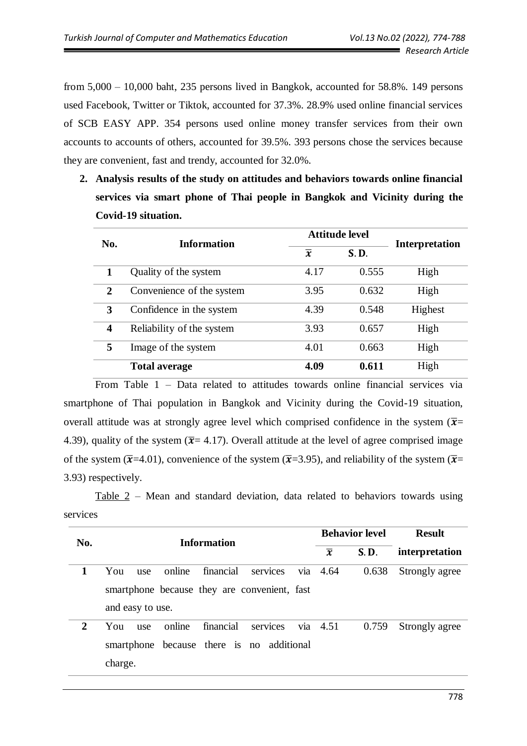from 5,000 – 10,000 baht, 235 persons lived in Bangkok, accounted for 58.8%. 149 persons used Facebook, Twitter or Tiktok, accounted for 37.3%. 28.9% used online financial services of SCB EASY APP. 354 persons used online money transfer services from their own accounts to accounts of others, accounted for 39.5%. 393 persons chose the services because they are convenient, fast and trendy, accounted for 32.0%.

2. **Analysis results of the study on attitudes and behaviors towards online financial services via smart phone of Thai people in Bangkok and Vicinity during the Covid-19 situation.**

| No. | Information | Attitude level | | Interpretation |
|---|---|---|---|---|
| | | $\overline{x}$ | S.D. | |
| **1** | Quality of the system | 4.17 | 0.555 | High |
| **2** | Convenience of the system | 3.95 | 0.632 | High |
| **3** | Confidence in the system | 4.39 | 0.548 | Highest |
| **4** | Reliability of the system | 3.93 | 0.657 | High |
| **5** | Image of the system | 4.01 | 0.663 | High |
| | **Total average** | **4.09** | **0.611** | High |

From Table 1 – Data related to attitudes towards online financial services via smartphone of Thai population in Bangkok and Vicinity during the Covid-19 situation, overall attitude was at strongly agree level which comprised confidence in the system ($\overline{x}$= 4.39), quality of the system ($\overline{x}$= 4.17). Overall attitude at the level of agree comprised image of the system ($\overline{x}$=4.01), convenience of the system ($\overline{x}$=3.95), and reliability of the system ($\overline{x}$= 3.93) respectively.

Table 2 – Mean and standard deviation, data related to behaviors towards using services

| No. | Information | Behavior level | | Result interpretation |
|---|---|---|---|---|
| | | $\overline{x}$ | S.D. | |
| **1** | You use online financial services via smartphone because they are convenient, fast and easy to use. | 4.64 | 0.638 | Strongly agree |
| **2** | You use online financial services via smartphone because there is no additional charge. | 4.51 | 0.759 | Strongly agree |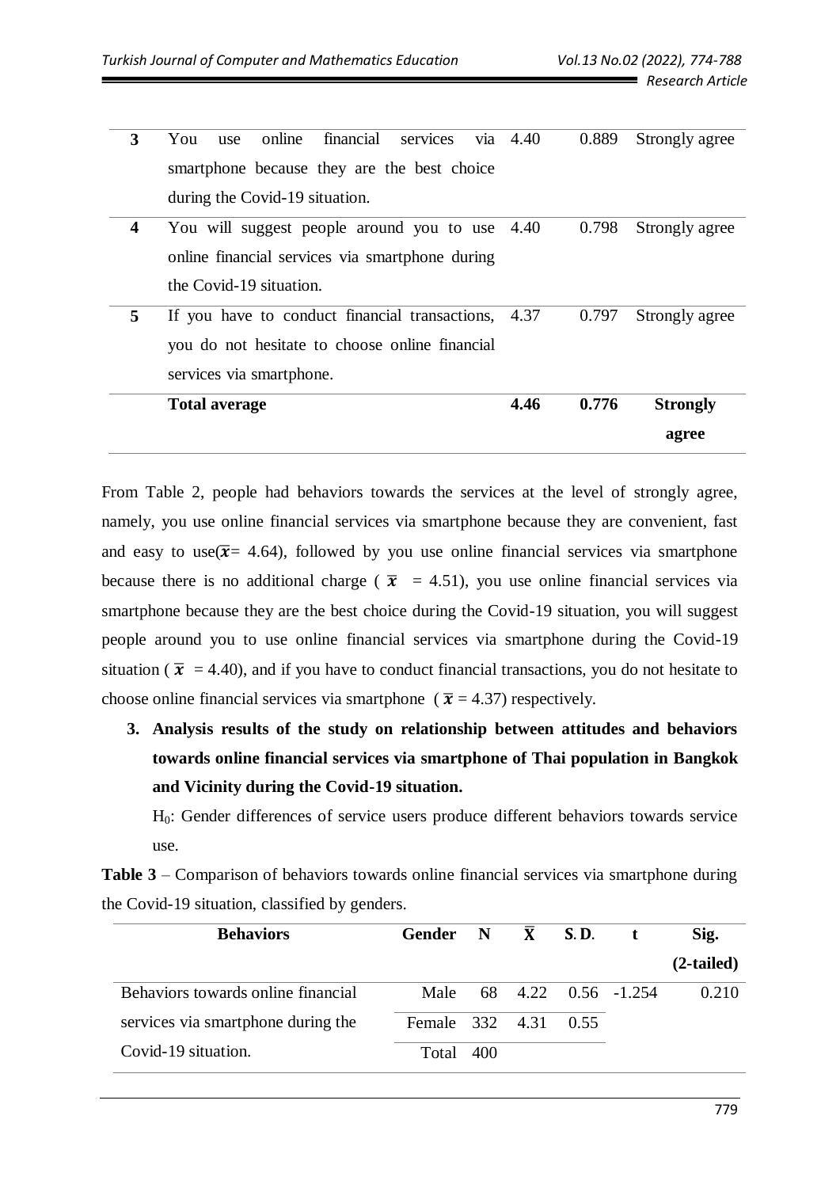| | | | | |
|---|---|---|---|---|
| **3** | You use online financial services via smartphone because they are the best choice during the Covid-19 situation. | 4.40 | 0.889 | Strongly agree |
| **4** | You will suggest people around you to use online financial services via smartphone during the Covid-19 situation. | 4.40 | 0.798 | Strongly agree |
| **5** | If you have to conduct financial transactions, you do not hesitate to choose online financial services via smartphone. | 4.37 | 0.797 | Strongly agree |
| | **Total average** | **4.46** | **0.776** | **Strongly agree** |

From Table 2, people had behaviors towards the services at the level of strongly agree, namely, you use online financial services via smartphone because they are convenient, fast and easy to use($\overline{x}$= 4.64), followed by you use online financial services via smartphone because there is no additional charge ( $\overline{x}$ = 4.51), you use online financial services via smartphone because they are the best choice during the Covid-19 situation, you will suggest people around you to use online financial services via smartphone during the Covid-19 situation ( $\overline{x}$ = 4.40), and if you have to conduct financial transactions, you do not hesitate to choose online financial services via smartphone ( $\overline{x}$ = 4.37) respectively.

3. **Analysis results of the study on relationship between attitudes and behaviors towards online financial services via smartphone of Thai population in Bangkok and Vicinity during the Covid-19 situation.**

   $H_0$: Gender differences of service users produce different behaviors towards service use.

**Table 3** – Comparison of behaviors towards online financial services via smartphone during the Covid-19 situation, classified by genders.

| Behaviors | Gender | N | $\overline{X}$ | S.D. | t | Sig. (2-tailed) |
|---|---|---|---|---|---|---|
| Behaviors towards online financial services via smartphone during the Covid-19 situation. | Male | 68 | 4.22 | 0.56 | -1.254 | 0.210 |
| | Female | 332 | 4.31 | 0.55 | | |
| | Total | 400 | | | | |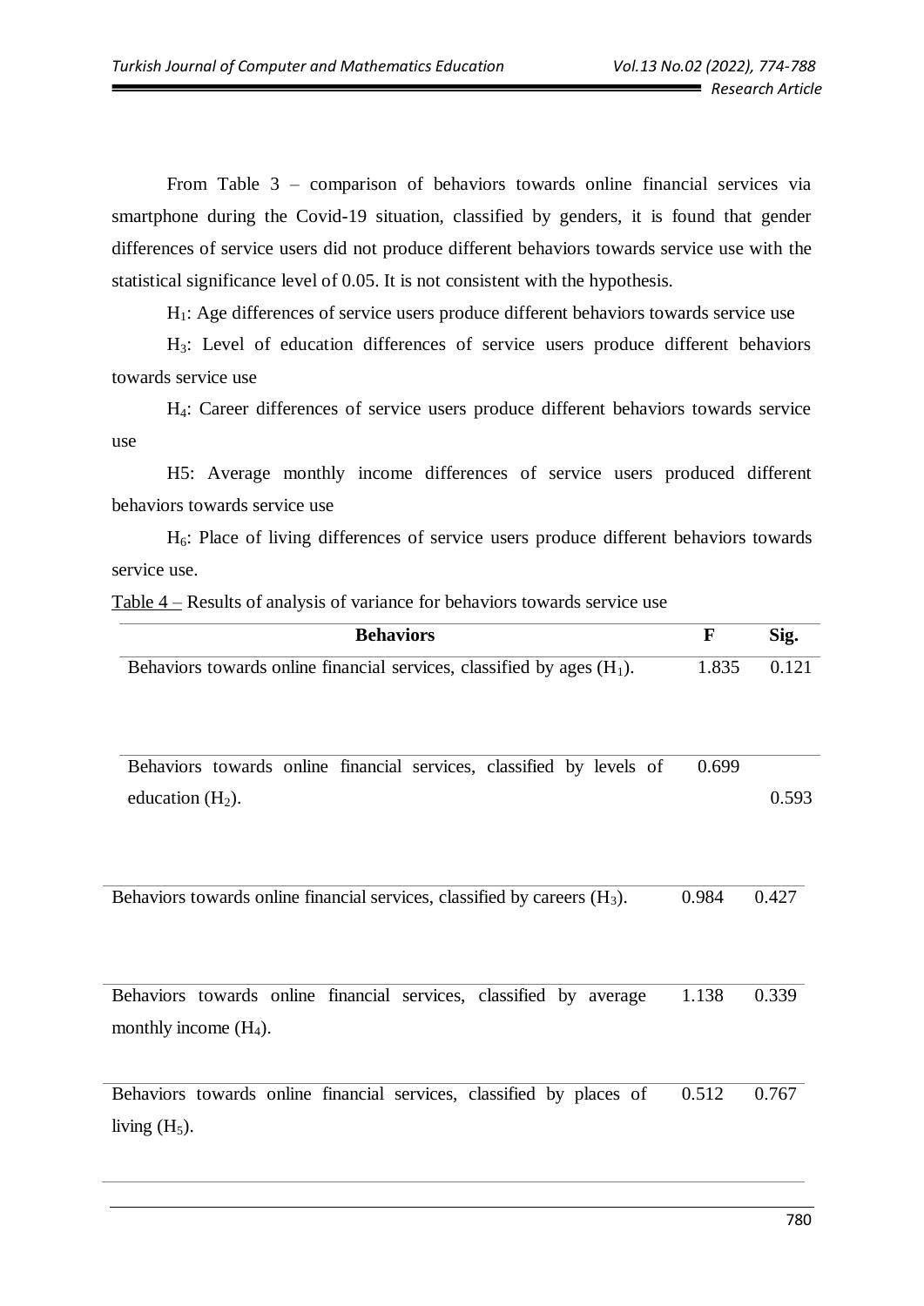From Table 3 – comparison of behaviors towards online financial services via smartphone during the Covid-19 situation, classified by genders, it is found that gender differences of service users did not produce different behaviors towards service use with the statistical significance level of 0.05. It is not consistent with the hypothesis.

$H_1$: Age differences of service users produce different behaviors towards service use

$H_3$: Level of education differences of service users produce different behaviors towards service use

$H_4$: Career differences of service users produce different behaviors towards service use

H5: Average monthly income differences of service users produced different behaviors towards service use

$H_6$: Place of living differences of service users produce different behaviors towards service use.

Table 4 – Results of analysis of variance for behaviors towards service use

| Behaviors | F | Sig. |
|---|---|---|
| Behaviors towards online financial services, classified by ages ($H_1$). | 1.835 | 0.121 |
| Behaviors towards online financial services, classified by levels of education ($H_2$). | 0.699 | 0.593 |
| Behaviors towards online financial services, classified by careers ($H_3$). | 0.984 | 0.427 |
| Behaviors towards online financial services, classified by average monthly income ($H_4$). | 1.138 | 0.339 |
| Behaviors towards online financial services, classified by places of living ($H_5$). | 0.512 | 0.767 |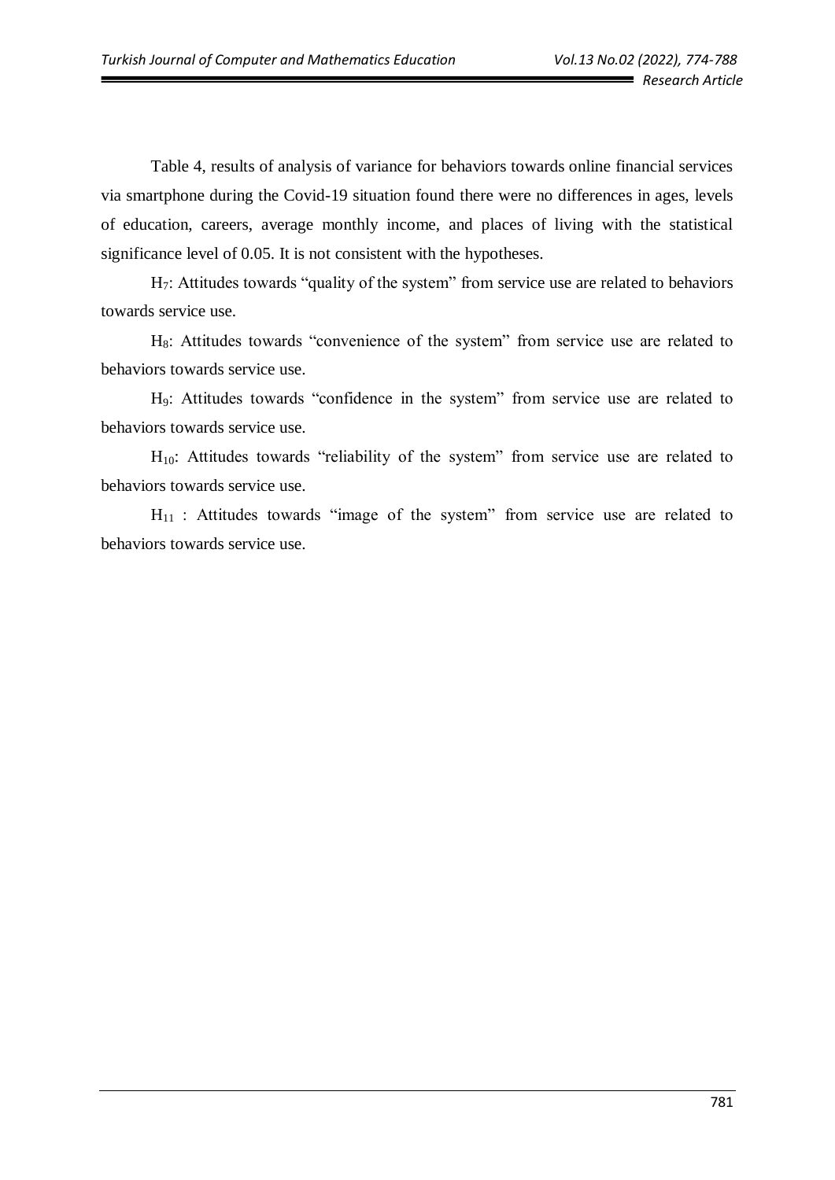Table 4, results of analysis of variance for behaviors towards online financial services via smartphone during the Covid-19 situation found there were no differences in ages, levels of education, careers, average monthly income, and places of living with the statistical significance level of 0.05. It is not consistent with the hypotheses.

$H_7$: Attitudes towards "quality of the system" from service use are related to behaviors towards service use.

$H_8$: Attitudes towards "convenience of the system" from service use are related to behaviors towards service use.

$H_9$: Attitudes towards "confidence in the system" from service use are related to behaviors towards service use.

$H_{10}$: Attitudes towards "reliability of the system" from service use are related to behaviors towards service use.

$H_{11}$ : Attitudes towards "image of the system" from service use are related to behaviors towards service use.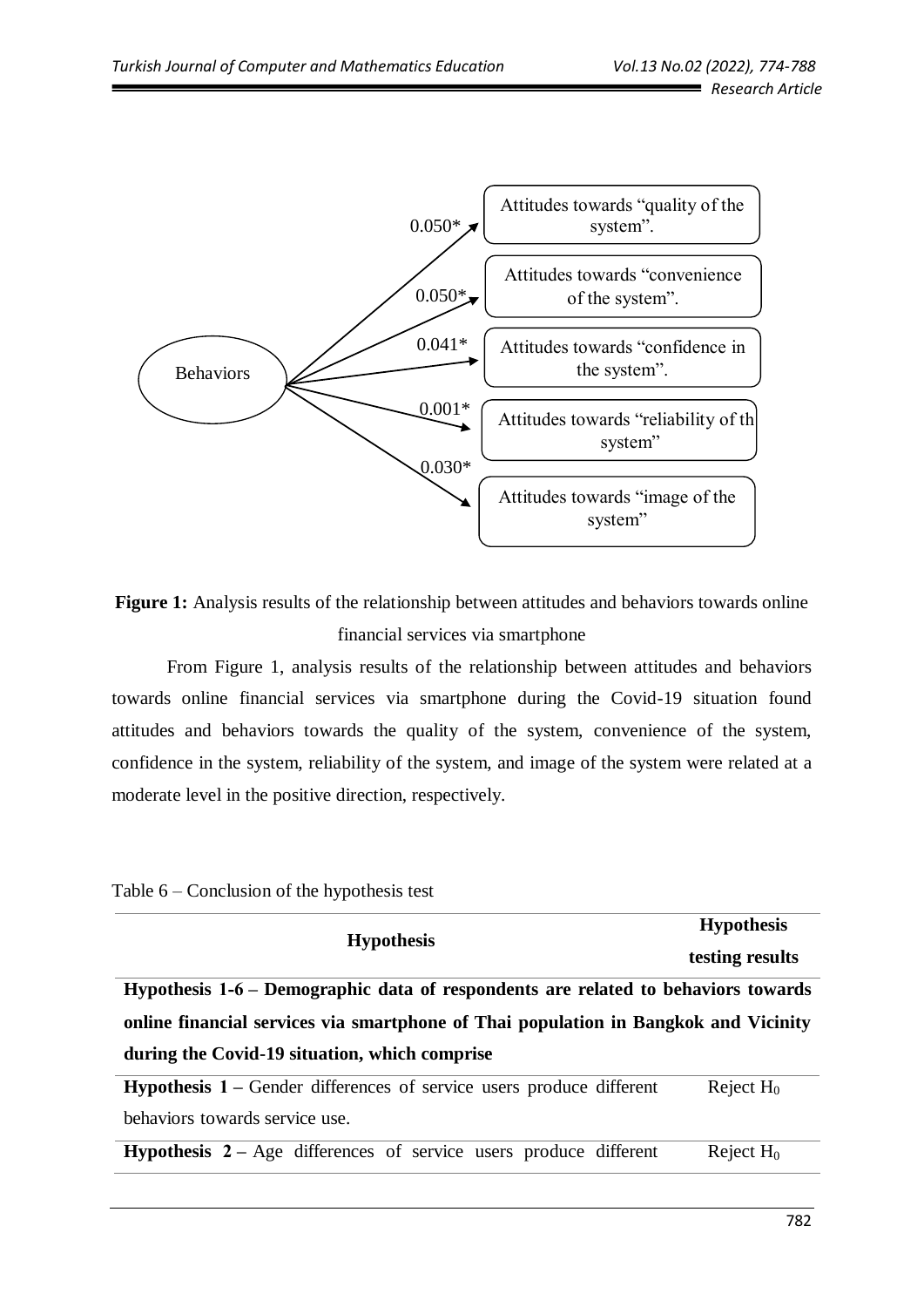Behaviors → Attitudes towards "quality of the system". (0.050*)

Behaviors → Attitudes towards "convenience of the system". (0.050*)

Behaviors → Attitudes towards "confidence in the system". (0.041*)

Behaviors → Attitudes towards "reliability of th system" (0.001*)

Behaviors → Attitudes towards "image of the system" (0.030*)

**Figure 1:** Analysis results of the relationship between attitudes and behaviors towards online financial services via smartphone

From Figure 1, analysis results of the relationship between attitudes and behaviors towards online financial services via smartphone during the Covid-19 situation found attitudes and behaviors towards the quality of the system, convenience of the system, confidence in the system, reliability of the system, and image of the system were related at a moderate level in the positive direction, respectively.

Table 6 – Conclusion of the hypothesis test

| **Hypothesis** | **Hypothesis testing results** |
|---|---|
| **Hypothesis 1-6 – Demographic data of respondents are related to behaviors towards online financial services via smartphone of Thai population in Bangkok and Vicinity during the Covid-19 situation, which comprise** | |
| **Hypothesis 1 –** Gender differences of service users produce different behaviors towards service use. | Reject $H_0$ |
| **Hypothesis 2 –** Age differences of service users produce different | Reject $H_0$ |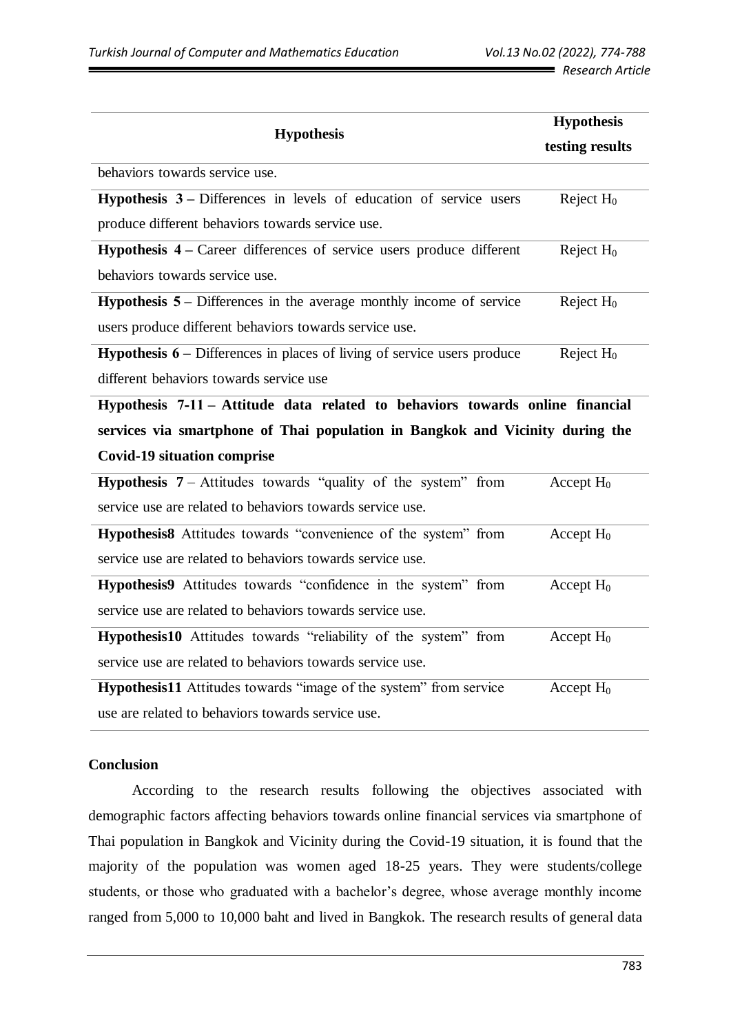| Hypothesis | Hypothesis testing results |
|---|---|
| behaviors towards service use. | |
| **Hypothesis 3 –** Differences in levels of education of service users produce different behaviors towards service use. | Reject $H_0$ |
| **Hypothesis 4 –** Career differences of service users produce different behaviors towards service use. | Reject $H_0$ |
| **Hypothesis 5 –** Differences in the average monthly income of service users produce different behaviors towards service use. | Reject $H_0$ |
| **Hypothesis 6 –** Differences in places of living of service users produce different behaviors towards service use | Reject $H_0$ |
| **Hypothesis 7-11 – Attitude data related to behaviors towards online financial services via smartphone of Thai population in Bangkok and Vicinity during the Covid-19 situation comprise** | |
| **Hypothesis 7** – Attitudes towards "quality of the system" from service use are related to behaviors towards service use. | Accept $H_0$ |
| **Hypothesis8** Attitudes towards "convenience of the system" from service use are related to behaviors towards service use. | Accept $H_0$ |
| **Hypothesis9** Attitudes towards "confidence in the system" from service use are related to behaviors towards service use. | Accept $H_0$ |
| **Hypothesis10** Attitudes towards "reliability of the system" from service use are related to behaviors towards service use. | Accept $H_0$ |
| **Hypothesis11** Attitudes towards "image of the system" from service use are related to behaviors towards service use. | Accept $H_0$ |

## Conclusion

According to the research results following the objectives associated with demographic factors affecting behaviors towards online financial services via smartphone of Thai population in Bangkok and Vicinity during the Covid-19 situation, it is found that the majority of the population was women aged 18-25 years. They were students/college students, or those who graduated with a bachelor's degree, whose average monthly income ranged from 5,000 to 10,000 baht and lived in Bangkok. The research results of general data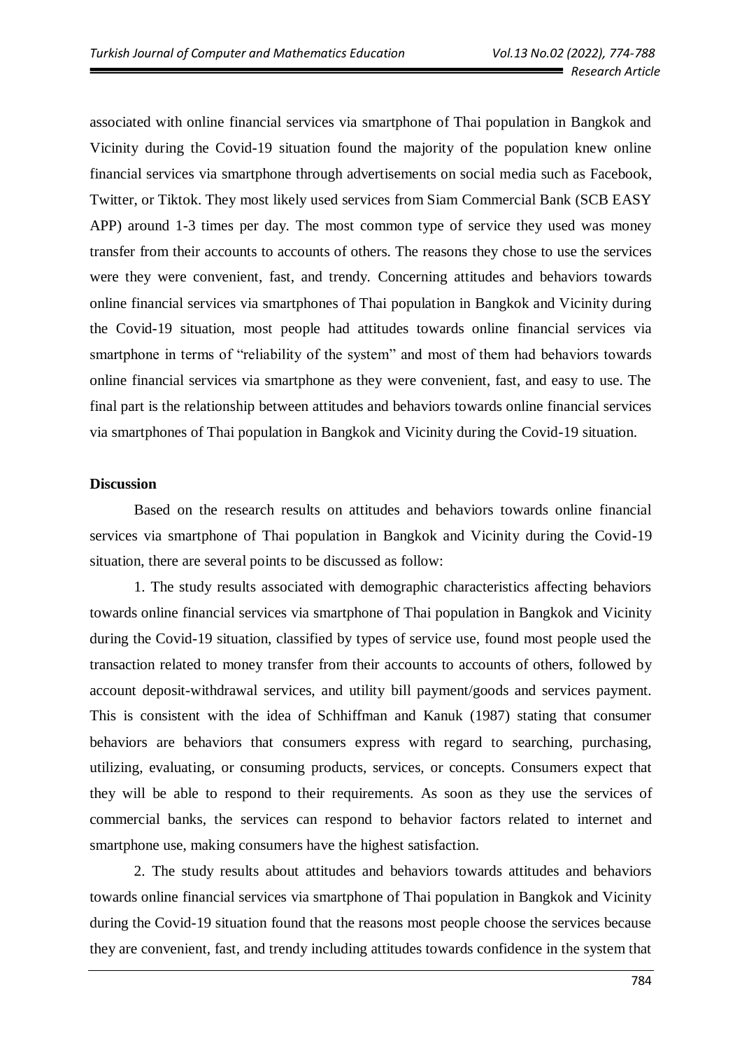associated with online financial services via smartphone of Thai population in Bangkok and Vicinity during the Covid-19 situation found the majority of the population knew online financial services via smartphone through advertisements on social media such as Facebook, Twitter, or Tiktok. They most likely used services from Siam Commercial Bank (SCB EASY APP) around 1-3 times per day. The most common type of service they used was money transfer from their accounts to accounts of others. The reasons they chose to use the services were they were convenient, fast, and trendy. Concerning attitudes and behaviors towards online financial services via smartphones of Thai population in Bangkok and Vicinity during the Covid-19 situation, most people had attitudes towards online financial services via smartphone in terms of "reliability of the system" and most of them had behaviors towards online financial services via smartphone as they were convenient, fast, and easy to use. The final part is the relationship between attitudes and behaviors towards online financial services via smartphones of Thai population in Bangkok and Vicinity during the Covid-19 situation.

**Discussion**

Based on the research results on attitudes and behaviors towards online financial services via smartphone of Thai population in Bangkok and Vicinity during the Covid-19 situation, there are several points to be discussed as follow:

1. The study results associated with demographic characteristics affecting behaviors towards online financial services via smartphone of Thai population in Bangkok and Vicinity during the Covid-19 situation, classified by types of service use, found most people used the transaction related to money transfer from their accounts to accounts of others, followed by account deposit-withdrawal services, and utility bill payment/goods and services payment. This is consistent with the idea of Schhiffman and Kanuk (1987) stating that consumer behaviors are behaviors that consumers express with regard to searching, purchasing, utilizing, evaluating, or consuming products, services, or concepts. Consumers expect that they will be able to respond to their requirements. As soon as they use the services of commercial banks, the services can respond to behavior factors related to internet and smartphone use, making consumers have the highest satisfaction.

2. The study results about attitudes and behaviors towards attitudes and behaviors towards online financial services via smartphone of Thai population in Bangkok and Vicinity during the Covid-19 situation found that the reasons most people choose the services because they are convenient, fast, and trendy including attitudes towards confidence in the system that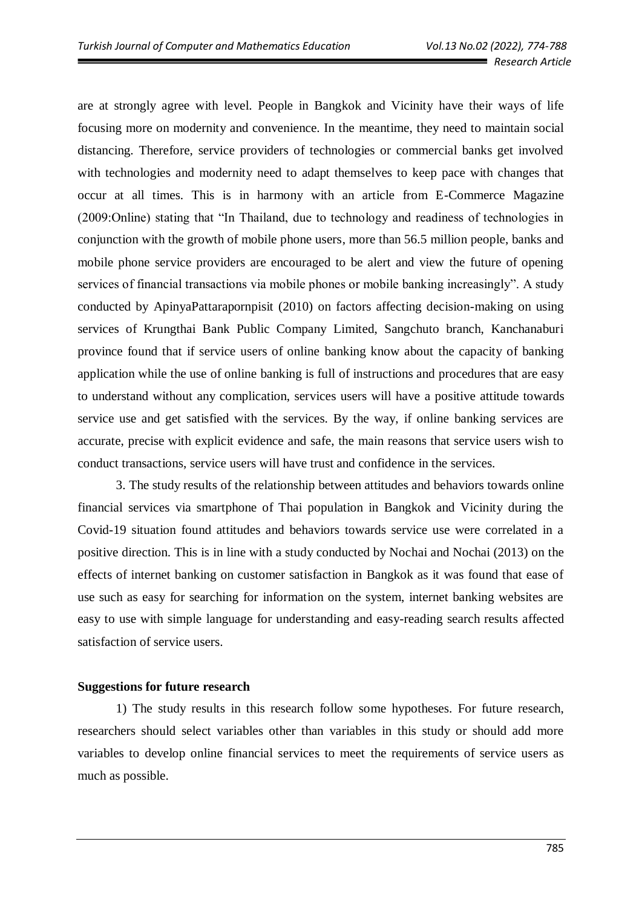are at strongly agree with level. People in Bangkok and Vicinity have their ways of life focusing more on modernity and convenience. In the meantime, they need to maintain social distancing. Therefore, service providers of technologies or commercial banks get involved with technologies and modernity need to adapt themselves to keep pace with changes that occur at all times. This is in harmony with an article from E-Commerce Magazine (2009:Online) stating that "In Thailand, due to technology and readiness of technologies in conjunction with the growth of mobile phone users, more than 56.5 million people, banks and mobile phone service providers are encouraged to be alert and view the future of opening services of financial transactions via mobile phones or mobile banking increasingly". A study conducted by ApinyaPattarapornpisit (2010) on factors affecting decision-making on using services of Krungthai Bank Public Company Limited, Sangchuto branch, Kanchanaburi province found that if service users of online banking know about the capacity of banking application while the use of online banking is full of instructions and procedures that are easy to understand without any complication, services users will have a positive attitude towards service use and get satisfied with the services. By the way, if online banking services are accurate, precise with explicit evidence and safe, the main reasons that service users wish to conduct transactions, service users will have trust and confidence in the services.

3. The study results of the relationship between attitudes and behaviors towards online financial services via smartphone of Thai population in Bangkok and Vicinity during the Covid-19 situation found attitudes and behaviors towards service use were correlated in a positive direction. This is in line with a study conducted by Nochai and Nochai (2013) on the effects of internet banking on customer satisfaction in Bangkok as it was found that ease of use such as easy for searching for information on the system, internet banking websites are easy to use with simple language for understanding and easy-reading search results affected satisfaction of service users.

**Suggestions for future research**

1) The study results in this research follow some hypotheses. For future research, researchers should select variables other than variables in this study or should add more variables to develop online financial services to meet the requirements of service users as much as possible.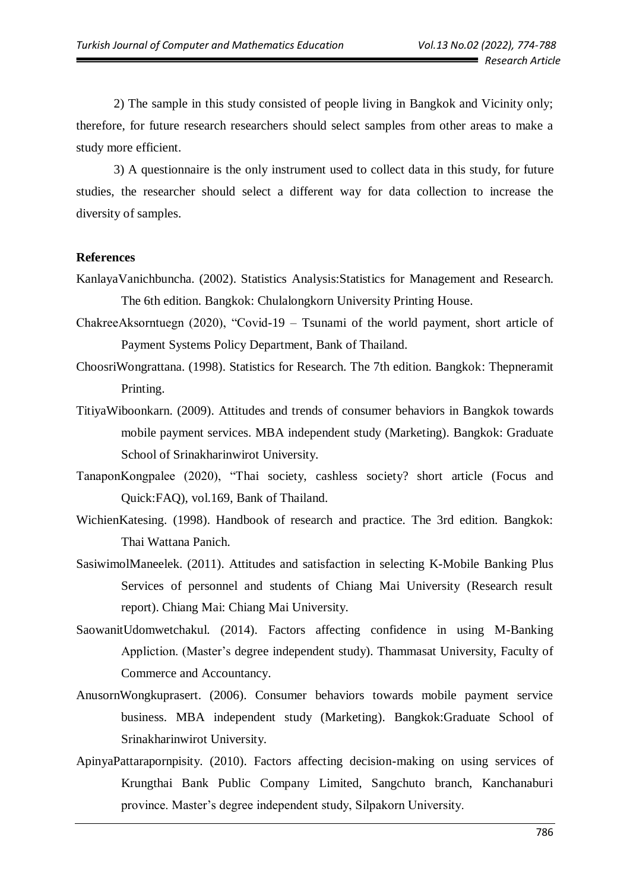2) The sample in this study consisted of people living in Bangkok and Vicinity only; therefore, for future research researchers should select samples from other areas to make a study more efficient.

3) A questionnaire is the only instrument used to collect data in this study, for future studies, the researcher should select a different way for data collection to increase the diversity of samples.

**References**

KanlayaVanichbuncha. (2002). Statistics Analysis:Statistics for Management and Research. The 6th edition. Bangkok: Chulalongkorn University Printing House.

ChakreeAksorntuegn (2020), "Covid-19 – Tsunami of the world payment, short article of Payment Systems Policy Department, Bank of Thailand.

ChoosriWongrattana. (1998). Statistics for Research. The 7th edition. Bangkok: Thepneramit Printing.

TitiyaWiboonkarn. (2009). Attitudes and trends of consumer behaviors in Bangkok towards mobile payment services. MBA independent study (Marketing). Bangkok: Graduate School of Srinakharinwirot University.

TanaponKongpalee (2020), "Thai society, cashless society? short article (Focus and Quick:FAQ), vol.169, Bank of Thailand.

WichienKatesing. (1998). Handbook of research and practice. The 3rd edition. Bangkok: Thai Wattana Panich.

SasiwimolManeelek. (2011). Attitudes and satisfaction in selecting K-Mobile Banking Plus Services of personnel and students of Chiang Mai University (Research result report). Chiang Mai: Chiang Mai University.

SaowanitUdomwetchakul. (2014). Factors affecting confidence in using M-Banking Appliction. (Master's degree independent study). Thammasat University, Faculty of Commerce and Accountancy.

AnusornWongkuprasert. (2006). Consumer behaviors towards mobile payment service business. MBA independent study (Marketing). Bangkok:Graduate School of Srinakharinwirot University.

ApinyaPattarapornpisity. (2010). Factors affecting decision-making on using services of Krungthai Bank Public Company Limited, Sangchuto branch, Kanchanaburi province. Master's degree independent study, Silpakorn University.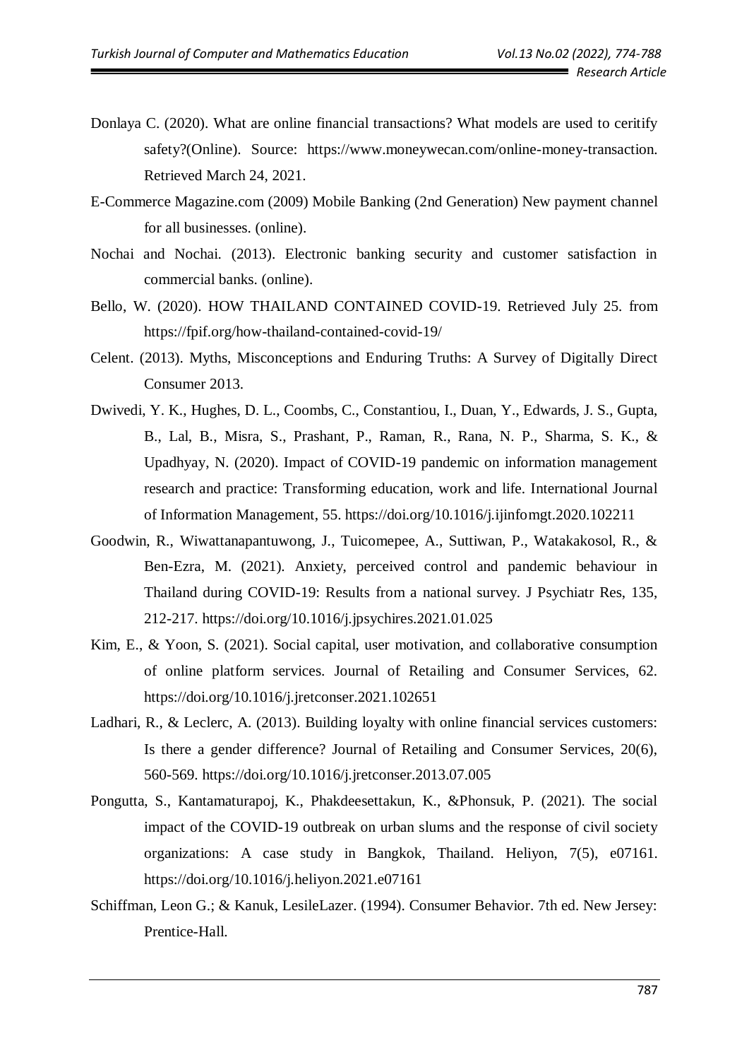Donlaya C. (2020). What are online financial transactions? What models are used to ceritify safety?(Online). Source: https://www.moneywecan.com/online-money-transaction. Retrieved March 24, 2021.

E-Commerce Magazine.com (2009) Mobile Banking (2nd Generation) New payment channel for all businesses. (online).

Nochai and Nochai. (2013). Electronic banking security and customer satisfaction in commercial banks. (online).

Bello, W. (2020). HOW THAILAND CONTAINED COVID-19. Retrieved July 25. from https://fpif.org/how-thailand-contained-covid-19/

Celent. (2013). Myths, Misconceptions and Enduring Truths: A Survey of Digitally Direct Consumer 2013.

Dwivedi, Y. K., Hughes, D. L., Coombs, C., Constantiou, I., Duan, Y., Edwards, J. S., Gupta, B., Lal, B., Misra, S., Prashant, P., Raman, R., Rana, N. P., Sharma, S. K., & Upadhyay, N. (2020). Impact of COVID-19 pandemic on information management research and practice: Transforming education, work and life. International Journal of Information Management, 55. https://doi.org/10.1016/j.ijinfomgt.2020.102211

Goodwin, R., Wiwattanapantuwong, J., Tuicomepee, A., Suttiwan, P., Watakakosol, R., & Ben-Ezra, M. (2021). Anxiety, perceived control and pandemic behaviour in Thailand during COVID-19: Results from a national survey. J Psychiatr Res, 135, 212-217. https://doi.org/10.1016/j.jpsychires.2021.01.025

Kim, E., & Yoon, S. (2021). Social capital, user motivation, and collaborative consumption of online platform services. Journal of Retailing and Consumer Services, 62. https://doi.org/10.1016/j.jretconser.2021.102651

Ladhari, R., & Leclerc, A. (2013). Building loyalty with online financial services customers: Is there a gender difference? Journal of Retailing and Consumer Services, 20(6), 560-569. https://doi.org/10.1016/j.jretconser.2013.07.005

Pongutta, S., Kantamaturapoj, K., Phakdeesettakun, K., &Phonsuk, P. (2021). The social impact of the COVID-19 outbreak on urban slums and the response of civil society organizations: A case study in Bangkok, Thailand. Heliyon, 7(5), e07161. https://doi.org/10.1016/j.heliyon.2021.e07161

Schiffman, Leon G.; & Kanuk, LesileLazer. (1994). Consumer Behavior. 7th ed. New Jersey: Prentice-Hall.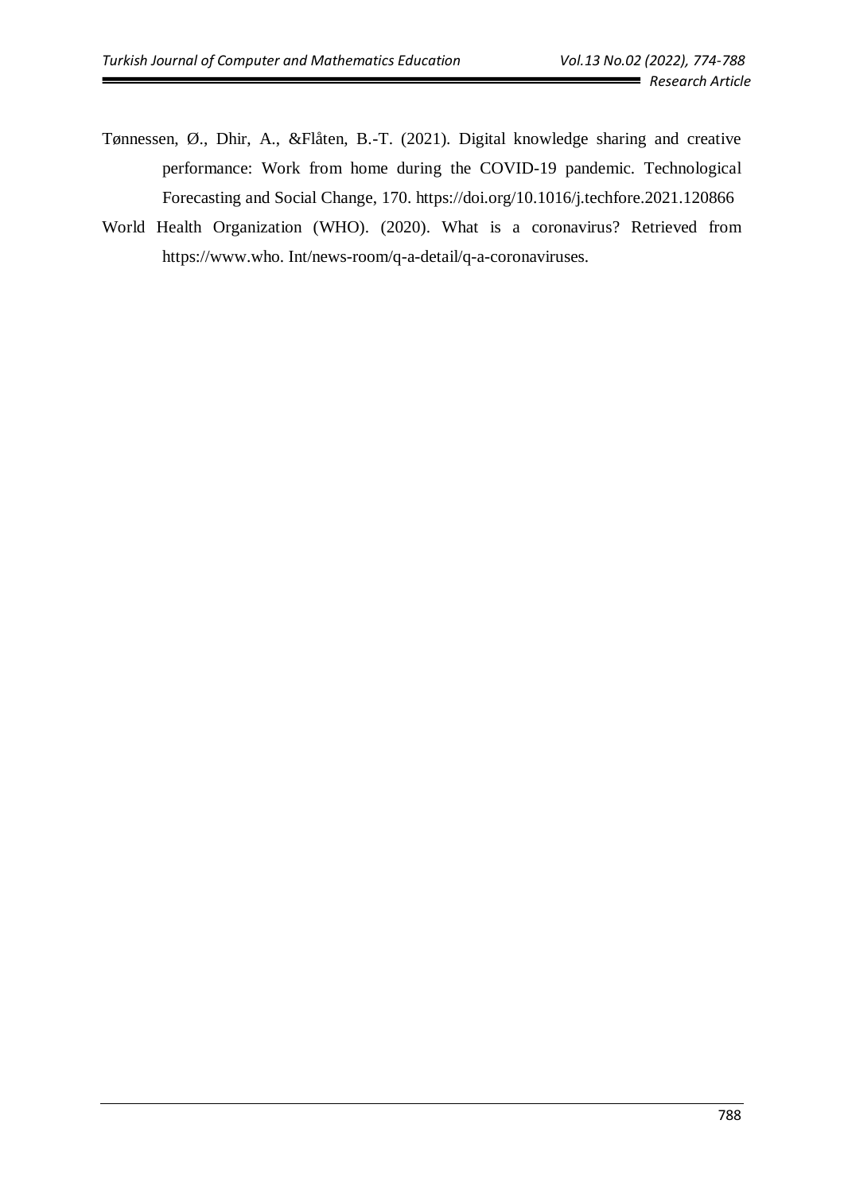Tønnessen, Ø., Dhir, A., &Flåten, B.-T. (2021). Digital knowledge sharing and creative performance: Work from home during the COVID-19 pandemic. Technological Forecasting and Social Change, 170. https://doi.org/10.1016/j.techfore.2021.120866

World Health Organization (WHO). (2020). What is a coronavirus? Retrieved from https://www.who. Int/news-room/q-a-detail/q-a-coronaviruses.